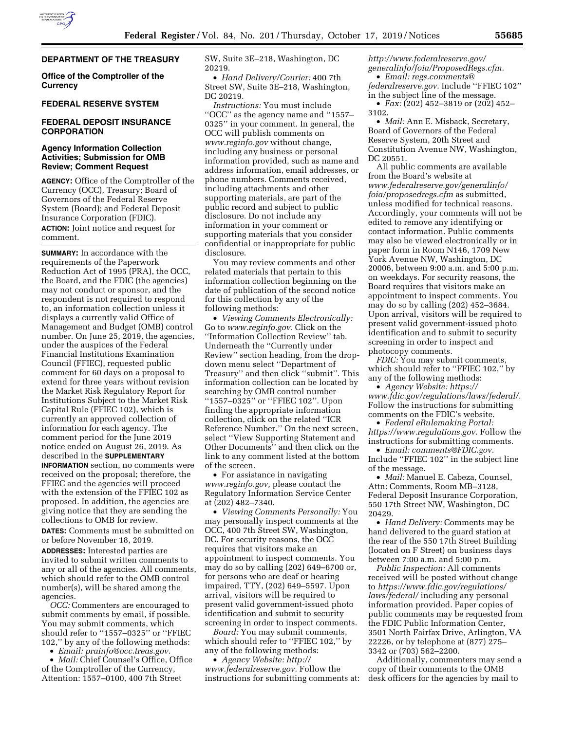**DEPARTMENT OF THE TREASURY**

**Office of the Comptroller of the Currency**

**FEDERAL RESERVE SYSTEM**

**FEDERAL DEPOSIT INSURANCE CORPORATION**

## Agency Information Collection Activities; Submission for OMB Review; Comment Request

**AGENCY:** Office of the Comptroller of the Currency (OCC), Treasury; Board of Governors of the Federal Reserve System (Board); and Federal Deposit Insurance Corporation (FDIC).

**ACTION:** Joint notice and request for comment.

**SUMMARY:** In accordance with the requirements of the Paperwork Reduction Act of 1995 (PRA), the OCC, the Board, and the FDIC (the agencies) may not conduct or sponsor, and the respondent is not required to respond to, an information collection unless it displays a currently valid Office of Management and Budget (OMB) control number. On June 25, 2019, the agencies, under the auspices of the Federal Financial Institutions Examination Council (FFIEC), requested public comment for 60 days on a proposal to extend for three years without revision the Market Risk Regulatory Report for Institutions Subject to the Market Risk Capital Rule (FFIEC 102), which is currently an approved collection of information for each agency. The comment period for the June 2019 notice ended on August 26, 2019. As described in the **SUPPLEMENTARY INFORMATION** section, no comments were received on the proposal; therefore, the FFIEC and the agencies will proceed with the extension of the FFIEC 102 as proposed. In addition, the agencies are giving notice that they are sending the collections to OMB for review.

**DATES:** Comments must be submitted on or before November 18, 2019.

**ADDRESSES:** Interested parties are invited to submit written comments to any or all of the agencies. All comments, which should refer to the OMB control number(s), will be shared among the agencies.

*OCC:* Commenters are encouraged to submit comments by email, if possible. You may submit comments, which should refer to ''1557–0325'' or ''FFIEC 102,'' by any of the following methods:

- *Email: prainfo@occ.treas.gov.*
- *Mail:* Chief Counsel's Office, Office of the Comptroller of the Currency, Attention: 1557–0100, 400 7th Street SW, Suite 3E–218, Washington, DC 20219.
- *Hand Delivery/Courier:* 400 7th Street SW, Suite 3E–218, Washington, DC 20219.

*Instructions:* You must include ''OCC'' as the agency name and ''1557–0325'' in your comment. In general, the OCC will publish comments on *www.reginfo.gov* without change, including any business or personal information provided, such as name and address information, email addresses, or phone numbers. Comments received, including attachments and other supporting materials, are part of the public record and subject to public disclosure. Do not include any information in your comment or supporting materials that you consider confidential or inappropriate for public disclosure.

You may review comments and other related materials that pertain to this information collection beginning on the date of publication of the second notice for this collection by any of the following methods:

- *Viewing Comments Electronically:* Go to *www.reginfo.gov.* Click on the ''Information Collection Review'' tab. Underneath the ''Currently under Review'' section heading, from the drop-down menu select ''Department of Treasury'' and then click ''submit''. This information collection can be located by searching by OMB control number ''1557–0325'' or ''FFIEC 102''. Upon finding the appropriate information collection, click on the related ''ICR Reference Number.'' On the next screen, select ''View Supporting Statement and Other Documents'' and then click on the link to any comment listed at the bottom of the screen.
- For assistance in navigating *www.reginfo.gov,* please contact the Regulatory Information Service Center at (202) 482–7340.
- *Viewing Comments Personally:* You may personally inspect comments at the OCC, 400 7th Street SW, Washington, DC. For security reasons, the OCC requires that visitors make an appointment to inspect comments. You may do so by calling (202) 649–6700 or, for persons who are deaf or hearing impaired, TTY, (202) 649–5597. Upon arrival, visitors will be required to present valid government-issued photo identification and submit to security screening in order to inspect comments.

*Board:* You may submit comments, which should refer to ''FFIEC 102,'' by any of the following methods:

- *Agency Website: http://www.federalreserve.gov*. Follow the instructions for submitting comments at: *http://www.federalreserve.gov/generalinfo/foia/ProposedRegs.cfm.*
- *Email: regs.comments@federalreserve.gov.* Include ''FFIEC 102'' in the subject line of the message.
- *Fax:* (202) 452–3819 or (202) 452–3102.
- *Mail:* Ann E. Misback, Secretary, Board of Governors of the Federal Reserve System, 20th Street and Constitution Avenue NW, Washington, DC 20551.

All public comments are available from the Board's website at *www.federalreserve.gov/generalinfo/foia/proposedregs.cfm* as submitted, unless modified for technical reasons. Accordingly, your comments will not be edited to remove any identifying or contact information. Public comments may also be viewed electronically or in paper form in Room N146, 1709 New York Avenue NW, Washington, DC 20006, between 9:00 a.m. and 5:00 p.m. on weekdays. For security reasons, the Board requires that visitors make an appointment to inspect comments. You may do so by calling (202) 452–3684. Upon arrival, visitors will be required to present valid government-issued photo identification and to submit to security screening in order to inspect and photocopy comments.

*FDIC:* You may submit comments, which should refer to ''FFIEC 102,'' by any of the following methods:

- *Agency Website: https://www.fdic.gov/regulations/laws/federal/.* Follow the instructions for submitting comments on the FDIC's website.
- *Federal eRulemaking Portal: https://www.regulations.gov.* Follow the instructions for submitting comments.
- *Email: comments@FDIC.gov.* Include ''FFIEC 102'' in the subject line of the message.
- *Mail:* Manuel E. Cabeza, Counsel, Attn: Comments, Room MB–3128, Federal Deposit Insurance Corporation, 550 17th Street NW, Washington, DC 20429.
- *Hand Delivery:* Comments may be hand delivered to the guard station at the rear of the 550 17th Street Building (located on F Street) on business days between 7:00 a.m. and 5:00 p.m.

*Public Inspection:* All comments received will be posted without change to *https://www.fdic.gov/regulations/laws/federal/* including any personal information provided. Paper copies of public comments may be requested from the FDIC Public Information Center, 3501 North Fairfax Drive, Arlington, VA 22226, or by telephone at (877) 275–3342 or (703) 562–2200.

Additionally, commenters may send a copy of their comments to the OMB desk officers for the agencies by mail to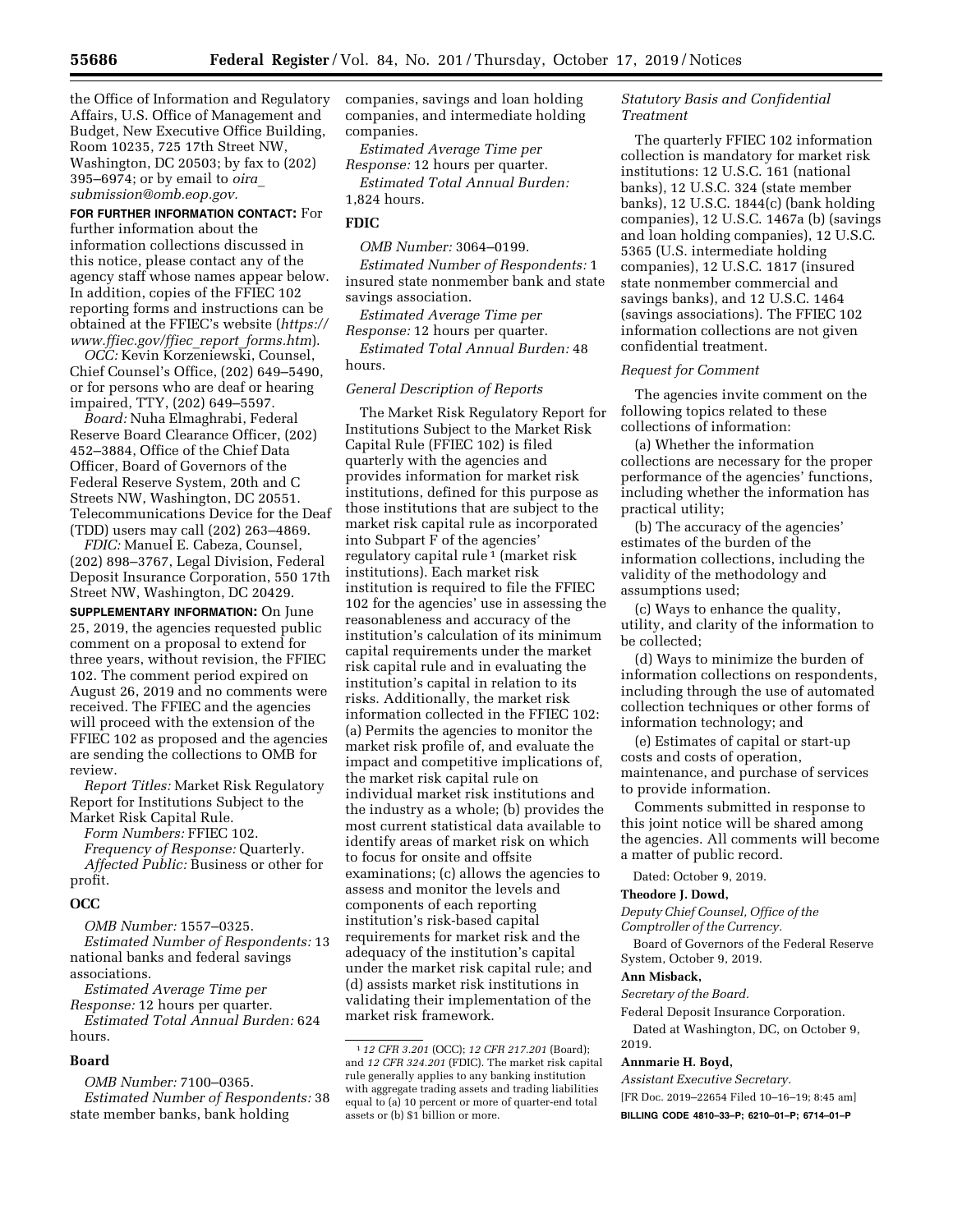the Office of Information and Regulatory Affairs, U.S. Office of Management and Budget, New Executive Office Building, Room 10235, 725 17th Street NW, Washington, DC 20503; by fax to (202) 395–6974; or by email to *oira_submission@omb.eop.gov.*

**FOR FURTHER INFORMATION CONTACT:** For further information about the information collections discussed in this notice, please contact any of the agency staff whose names appear below. In addition, copies of the FFIEC 102 reporting forms and instructions can be obtained at the FFIEC's website (*https://www.ffiec.gov/ffiec_report_forms.htm*).

*OCC:* Kevin Korzeniewski, Counsel, Chief Counsel's Office, (202) 649–5490, or for persons who are deaf or hearing impaired, TTY, (202) 649–5597.

*Board:* Nuha Elmaghrabi, Federal Reserve Board Clearance Officer, (202) 452–3884, Office of the Chief Data Officer, Board of Governors of the Federal Reserve System, 20th and C Streets NW, Washington, DC 20551. Telecommunications Device for the Deaf (TDD) users may call (202) 263–4869.

*FDIC:* Manuel E. Cabeza, Counsel, (202) 898–3767, Legal Division, Federal Deposit Insurance Corporation, 550 17th Street NW, Washington, DC 20429.

**SUPPLEMENTARY INFORMATION:** On June 25, 2019, the agencies requested public comment on a proposal to extend for three years, without revision, the FFIEC 102. The comment period expired on August 26, 2019 and no comments were received. The FFIEC and the agencies will proceed with the extension of the FFIEC 102 as proposed and the agencies are sending the collections to OMB for review.

*Report Titles:* Market Risk Regulatory Report for Institutions Subject to the Market Risk Capital Rule.

*Form Numbers:* FFIEC 102.

*Frequency of Response:* Quarterly.

*Affected Public:* Business or other for profit.

## OCC

*OMB Number:* 1557–0325.

*Estimated Number of Respondents:* 13 national banks and federal savings associations.

*Estimated Average Time per Response:* 12 hours per quarter.

*Estimated Total Annual Burden:* 624 hours.

## Board

*OMB Number:* 7100–0365.

*Estimated Number of Respondents:* 38 state member banks, bank holding companies, savings and loan holding companies, and intermediate holding companies.

*Estimated Average Time per Response:* 12 hours per quarter.

*Estimated Total Annual Burden:* 1,824 hours.

## FDIC

*OMB Number:* 3064–0199.

*Estimated Number of Respondents:* 1 insured state nonmember bank and state savings association.

*Estimated Average Time per Response:* 12 hours per quarter.

*Estimated Total Annual Burden:* 48 hours.

### *General Description of Reports*

The Market Risk Regulatory Report for Institutions Subject to the Market Risk Capital Rule (FFIEC 102) is filed quarterly with the agencies and provides information for market risk institutions, defined for this purpose as those institutions that are subject to the market risk capital rule as incorporated into Subpart F of the agencies' regulatory capital rule [1] (market risk institutions). Each market risk institution is required to file the FFIEC 102 for the agencies' use in assessing the reasonableness and accuracy of the institution's calculation of its minimum capital requirements under the market risk capital rule and in evaluating the institution's capital in relation to its risks. Additionally, the market risk information collected in the FFIEC 102: (a) Permits the agencies to monitor the market risk profile of, and evaluate the impact and competitive implications of, the market risk capital rule on individual market risk institutions and the industry as a whole; (b) provides the most current statistical data available to identify areas of market risk on which to focus for onsite and offsite examinations; (c) allows the agencies to assess and monitor the levels and components of each reporting institution's risk-based capital requirements for market risk and the adequacy of the institution's capital under the market risk capital rule; and (d) assists market risk institutions in validating their implementation of the market risk framework.

### *Statutory Basis and Confidential Treatment*

The quarterly FFIEC 102 information collection is mandatory for market risk institutions: 12 U.S.C. 161 (national banks), 12 U.S.C. 324 (state member banks), 12 U.S.C. 1844(c) (bank holding companies), 12 U.S.C. 1467a (b) (savings and loan holding companies), 12 U.S.C. 5365 (U.S. intermediate holding companies), 12 U.S.C. 1817 (insured state nonmember commercial and savings banks), and 12 U.S.C. 1464 (savings associations). The FFIEC 102 information collections are not given confidential treatment.

### *Request for Comment*

The agencies invite comment on the following topics related to these collections of information:

(a) Whether the information collections are necessary for the proper performance of the agencies' functions, including whether the information has practical utility;

(b) The accuracy of the agencies' estimates of the burden of the information collections, including the validity of the methodology and assumptions used;

(c) Ways to enhance the quality, utility, and clarity of the information to be collected;

(d) Ways to minimize the burden of information collections on respondents, including through the use of automated collection techniques or other forms of information technology; and

(e) Estimates of capital or start-up costs and costs of operation, maintenance, and purchase of services to provide information.

Comments submitted in response to this joint notice will be shared among the agencies. All comments will become a matter of public record.

Dated: October 9, 2019.

**Theodore J. Dowd,**

*Deputy Chief Counsel, Office of the Comptroller of the Currency.*

Board of Governors of the Federal Reserve System, October 9, 2019.

**Ann Misback,**

*Secretary of the Board.*

Federal Deposit Insurance Corporation.

Dated at Washington, DC, on October 9, 2019.

**Annmarie H. Boyd,**

*Assistant Executive Secretary.*

[FR Doc. 2019–22654 Filed 10–16–19; 8:45 am]

**BILLING CODE 4810–33–P; 6210–01–P; 6714–01–P**

---

[1] *12 CFR 3.201* (OCC); *12 CFR 217.201* (Board); and *12 CFR 324.201* (FDIC). The market risk capital rule generally applies to any banking institution with aggregate trading assets and trading liabilities equal to (a) 10 percent or more of quarter-end total assets or (b) $1 billion or more.